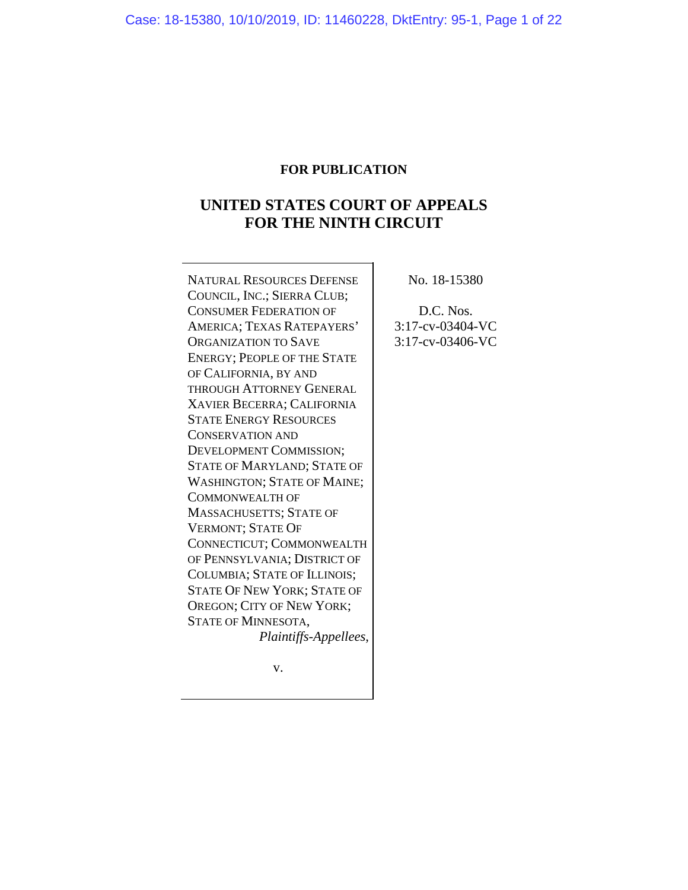**FOR PUBLICATION**

# UNITED STATES COURT OF APPEALS FOR THE NINTH CIRCUIT

NATURAL RESOURCES DEFENSE COUNCIL, INC.; SIERRA CLUB; CONSUMER FEDERATION OF AMERICA; TEXAS RATEPAYERS' ORGANIZATION TO SAVE ENERGY; PEOPLE OF THE STATE OF CALIFORNIA, BY AND THROUGH ATTORNEY GENERAL XAVIER BECERRA; CALIFORNIA STATE ENERGY RESOURCES CONSERVATION AND DEVELOPMENT COMMISSION; STATE OF MARYLAND; STATE OF WASHINGTON; STATE OF MAINE; COMMONWEALTH OF MASSACHUSETTS; STATE OF VERMONT; STATE OF CONNECTICUT; COMMONWEALTH OF PENNSYLVANIA; DISTRICT OF COLUMBIA; STATE OF ILLINOIS; STATE OF NEW YORK; STATE OF OREGON; CITY OF NEW YORK; STATE OF MINNESOTA,

*Plaintiffs-Appellees*,

v.

No. 18-15380

D.C. Nos.
3:17-cv-03404-VC
3:17-cv-03406-VC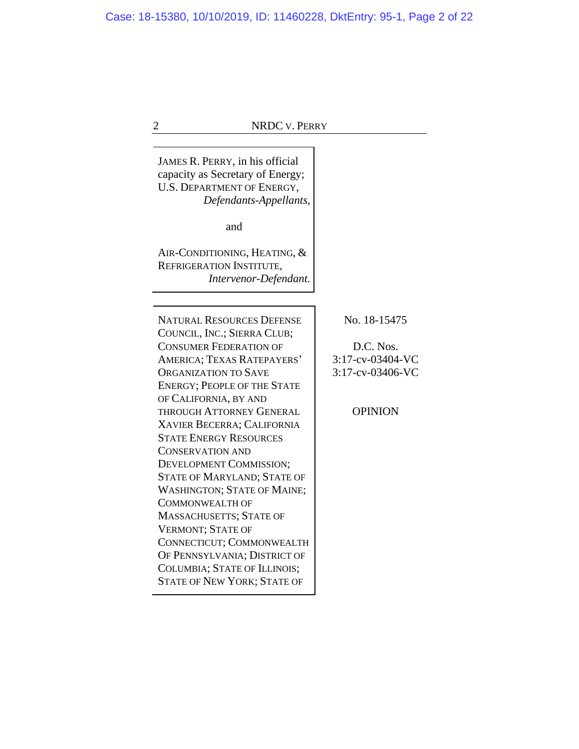JAMES R. PERRY, in his official capacity as Secretary of Energy; U.S. DEPARTMENT OF ENERGY,
*Defendants-Appellants*,

and

AIR-CONDITIONING, HEATING, & REFRIGERATION INSTITUTE,
*Intervenor-Defendant.*

---

NATURAL RESOURCES DEFENSE COUNCIL, INC.; SIERRA CLUB; CONSUMER FEDERATION OF AMERICA; TEXAS RATEPAYERS' ORGANIZATION TO SAVE ENERGY; PEOPLE OF THE STATE OF CALIFORNIA, BY AND THROUGH ATTORNEY GENERAL XAVIER BECERRA; CALIFORNIA STATE ENERGY RESOURCES CONSERVATION AND DEVELOPMENT COMMISSION; STATE OF MARYLAND; STATE OF WASHINGTON; STATE OF MAINE; COMMONWEALTH OF MASSACHUSETTS; STATE OF VERMONT; STATE OF CONNECTICUT; COMMONWEALTH OF PENNSYLVANIA; DISTRICT OF COLUMBIA; STATE OF ILLINOIS; STATE OF NEW YORK; STATE OF

No. 18-15475

D.C. Nos.
3:17-cv-03404-VC
3:17-cv-03406-VC

OPINION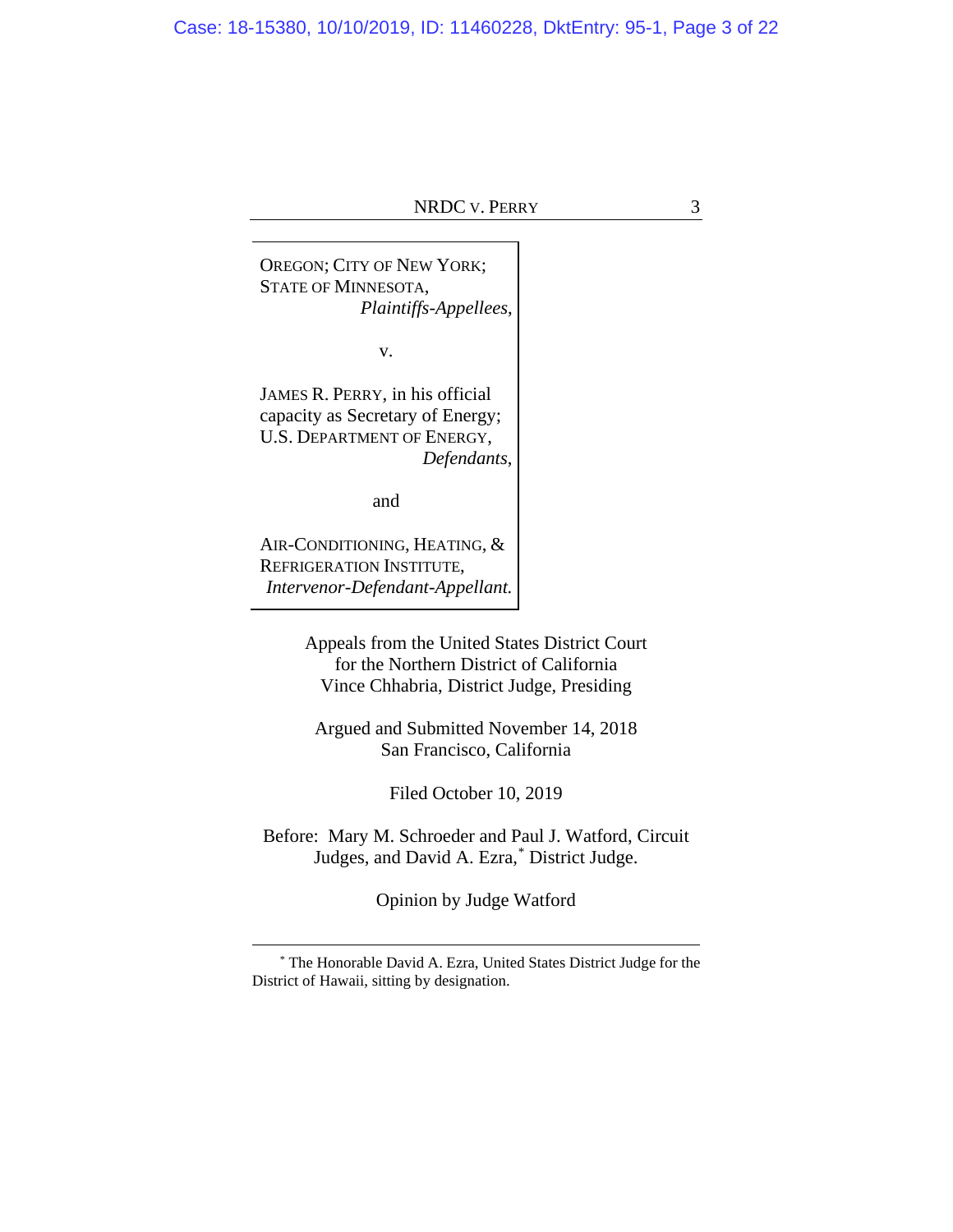OREGON; CITY OF NEW YORK;
STATE OF MINNESOTA,
*Plaintiffs-Appellees*,

v.

JAMES R. PERRY, in his official capacity as Secretary of Energy; U.S. DEPARTMENT OF ENERGY,
*Defendants*,

and

AIR-CONDITIONING, HEATING, & REFRIGERATION INSTITUTE,
*Intervenor-Defendant-Appellant.*

Appeals from the United States District Court
for the Northern District of California
Vince Chhabria, District Judge, Presiding

Argued and Submitted November 14, 2018
San Francisco, California

Filed October 10, 2019

Before: Mary M. Schroeder and Paul J. Watford, Circuit Judges, and David A. Ezra,* District Judge.

Opinion by Judge Watford

---

* The Honorable David A. Ezra, United States District Judge for the District of Hawaii, sitting by designation.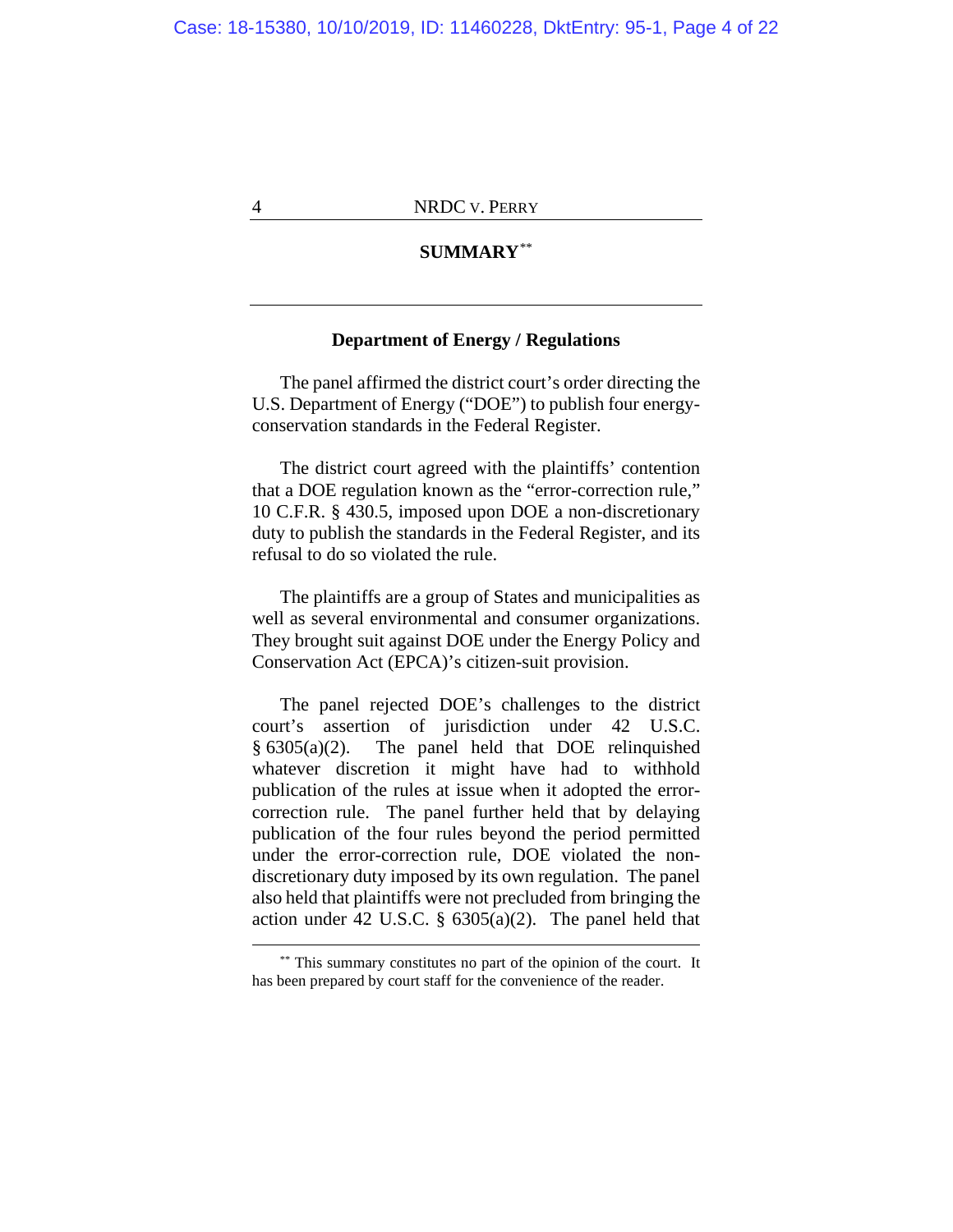## SUMMARY[**]

### Department of Energy / Regulations

The panel affirmed the district court's order directing the U.S. Department of Energy ("DOE") to publish four energy-conservation standards in the Federal Register.

The district court agreed with the plaintiffs' contention that a DOE regulation known as the "error-correction rule," 10 C.F.R. § 430.5, imposed upon DOE a non-discretionary duty to publish the standards in the Federal Register, and its refusal to do so violated the rule.

The plaintiffs are a group of States and municipalities as well as several environmental and consumer organizations. They brought suit against DOE under the Energy Policy and Conservation Act (EPCA)'s citizen-suit provision.

The panel rejected DOE's challenges to the district court's assertion of jurisdiction under 42 U.S.C. § 6305(a)(2). The panel held that DOE relinquished whatever discretion it might have had to withhold publication of the rules at issue when it adopted the error-correction rule. The panel further held that by delaying publication of the four rules beyond the period permitted under the error-correction rule, DOE violated the non-discretionary duty imposed by its own regulation. The panel also held that plaintiffs were not precluded from bringing the action under 42 U.S.C. § 6305(a)(2). The panel held that

---

[**] This summary constitutes no part of the opinion of the court. It has been prepared by court staff for the convenience of the reader.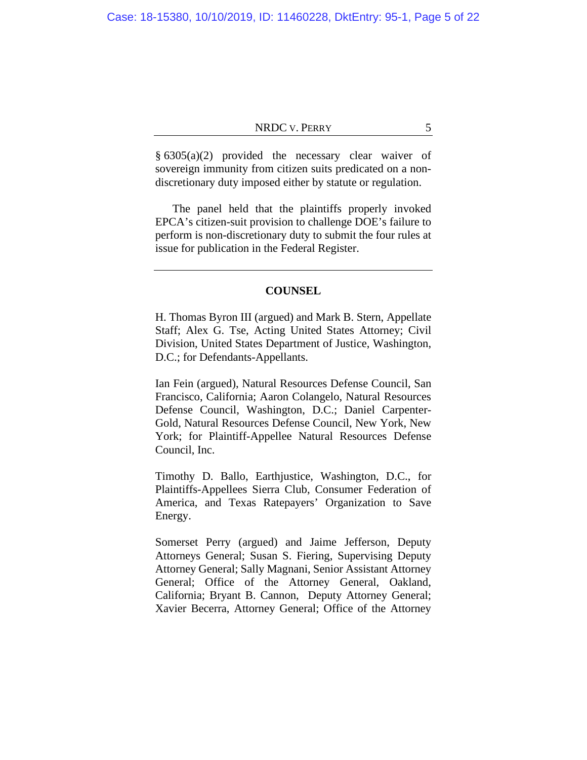§ 6305(a)(2) provided the necessary clear waiver of sovereign immunity from citizen suits predicated on a non-discretionary duty imposed either by statute or regulation.

The panel held that the plaintiffs properly invoked EPCA's citizen-suit provision to challenge DOE's failure to perform is non-discretionary duty to submit the four rules at issue for publication in the Federal Register.

---

## COUNSEL

H. Thomas Byron III (argued) and Mark B. Stern, Appellate Staff; Alex G. Tse, Acting United States Attorney; Civil Division, United States Department of Justice, Washington, D.C.; for Defendants-Appellants.

Ian Fein (argued), Natural Resources Defense Council, San Francisco, California; Aaron Colangelo, Natural Resources Defense Council, Washington, D.C.; Daniel Carpenter-Gold, Natural Resources Defense Council, New York, New York; for Plaintiff-Appellee Natural Resources Defense Council, Inc.

Timothy D. Ballo, Earthjustice, Washington, D.C., for Plaintiffs-Appellees Sierra Club, Consumer Federation of America, and Texas Ratepayers' Organization to Save Energy.

Somerset Perry (argued) and Jaime Jefferson, Deputy Attorneys General; Susan S. Fiering, Supervising Deputy Attorney General; Sally Magnani, Senior Assistant Attorney General; Office of the Attorney General, Oakland, California; Bryant B. Cannon, Deputy Attorney General; Xavier Becerra, Attorney General; Office of the Attorney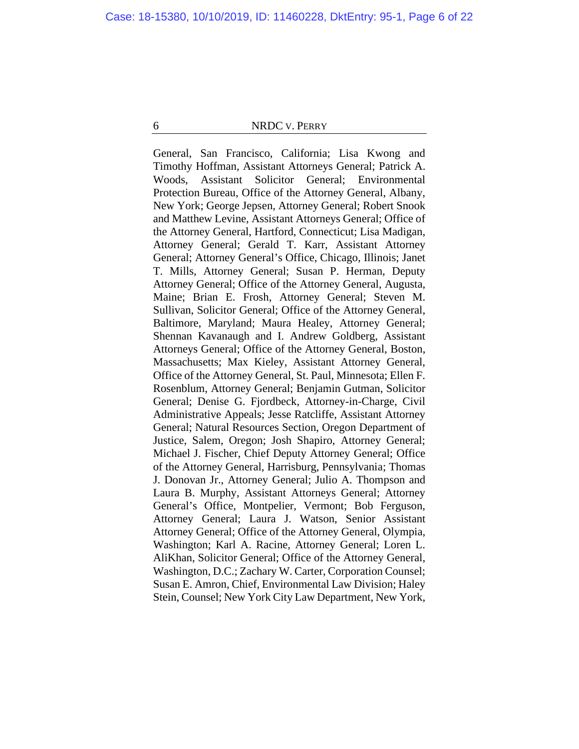General, San Francisco, California; Lisa Kwong and Timothy Hoffman, Assistant Attorneys General; Patrick A. Woods, Assistant Solicitor General; Environmental Protection Bureau, Office of the Attorney General, Albany, New York; George Jepsen, Attorney General; Robert Snook and Matthew Levine, Assistant Attorneys General; Office of the Attorney General, Hartford, Connecticut; Lisa Madigan, Attorney General; Gerald T. Karr, Assistant Attorney General; Attorney General's Office, Chicago, Illinois; Janet T. Mills, Attorney General; Susan P. Herman, Deputy Attorney General; Office of the Attorney General, Augusta, Maine; Brian E. Frosh, Attorney General; Steven M. Sullivan, Solicitor General; Office of the Attorney General, Baltimore, Maryland; Maura Healey, Attorney General; Shennan Kavanaugh and I. Andrew Goldberg, Assistant Attorneys General; Office of the Attorney General, Boston, Massachusetts; Max Kieley, Assistant Attorney General, Office of the Attorney General, St. Paul, Minnesota; Ellen F. Rosenblum, Attorney General; Benjamin Gutman, Solicitor General; Denise G. Fjordbeck, Attorney-in-Charge, Civil Administrative Appeals; Jesse Ratcliffe, Assistant Attorney General; Natural Resources Section, Oregon Department of Justice, Salem, Oregon; Josh Shapiro, Attorney General; Michael J. Fischer, Chief Deputy Attorney General; Office of the Attorney General, Harrisburg, Pennsylvania; Thomas J. Donovan Jr., Attorney General; Julio A. Thompson and Laura B. Murphy, Assistant Attorneys General; Attorney General's Office, Montpelier, Vermont; Bob Ferguson, Attorney General; Laura J. Watson, Senior Assistant Attorney General; Office of the Attorney General, Olympia, Washington; Karl A. Racine, Attorney General; Loren L. AliKhan, Solicitor General; Office of the Attorney General, Washington, D.C.; Zachary W. Carter, Corporation Counsel; Susan E. Amron, Chief, Environmental Law Division; Haley Stein, Counsel; New York City Law Department, New York,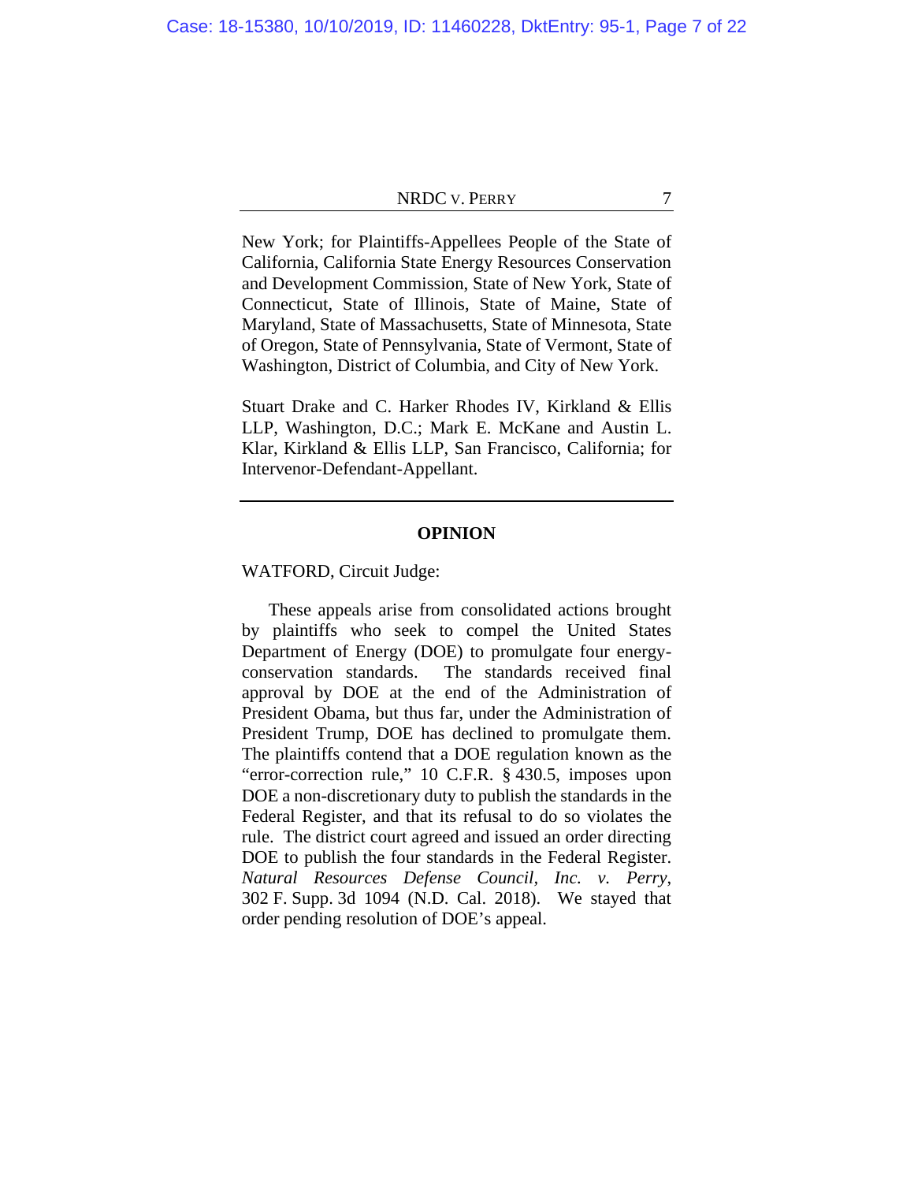New York; for Plaintiffs-Appellees People of the State of California, California State Energy Resources Conservation and Development Commission, State of New York, State of Connecticut, State of Illinois, State of Maine, State of Maryland, State of Massachusetts, State of Minnesota, State of Oregon, State of Pennsylvania, State of Vermont, State of Washington, District of Columbia, and City of New York.

Stuart Drake and C. Harker Rhodes IV, Kirkland & Ellis LLP, Washington, D.C.; Mark E. McKane and Austin L. Klar, Kirkland & Ellis LLP, San Francisco, California; for Intervenor-Defendant-Appellant.

---

## OPINION

WATFORD, Circuit Judge:

These appeals arise from consolidated actions brought by plaintiffs who seek to compel the United States Department of Energy (DOE) to promulgate four energy-conservation standards. The standards received final approval by DOE at the end of the Administration of President Obama, but thus far, under the Administration of President Trump, DOE has declined to promulgate them. The plaintiffs contend that a DOE regulation known as the "error-correction rule," 10 C.F.R. § 430.5, imposes upon DOE a non-discretionary duty to publish the standards in the Federal Register, and that its refusal to do so violates the rule. The district court agreed and issued an order directing DOE to publish the four standards in the Federal Register. *Natural Resources Defense Council, Inc. v. Perry*, 302 F. Supp. 3d 1094 (N.D. Cal. 2018). We stayed that order pending resolution of DOE's appeal.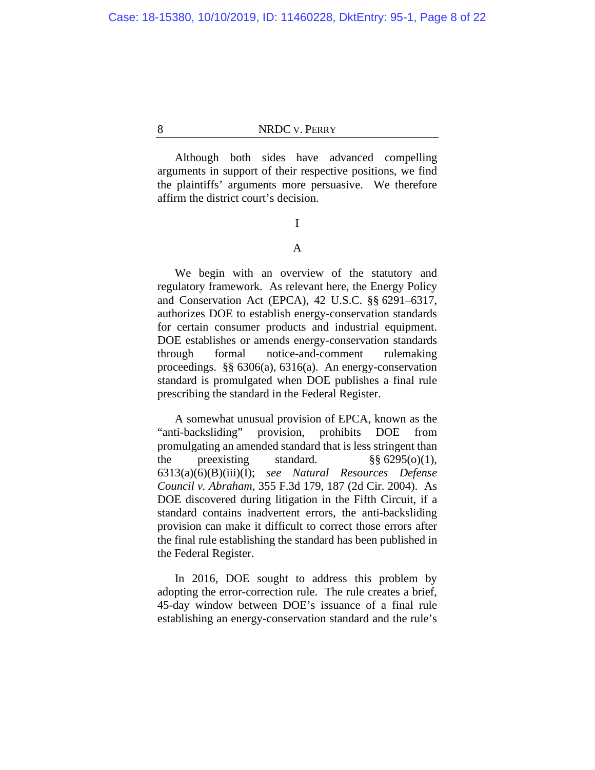Although both sides have advanced compelling arguments in support of their respective positions, we find the plaintiffs' arguments more persuasive. We therefore affirm the district court's decision.

# I

## A

We begin with an overview of the statutory and regulatory framework. As relevant here, the Energy Policy and Conservation Act (EPCA), 42 U.S.C. §§ 6291–6317, authorizes DOE to establish energy-conservation standards for certain consumer products and industrial equipment. DOE establishes or amends energy-conservation standards through formal notice-and-comment rulemaking proceedings. §§ 6306(a), 6316(a). An energy-conservation standard is promulgated when DOE publishes a final rule prescribing the standard in the Federal Register.

A somewhat unusual provision of EPCA, known as the "anti-backsliding" provision, prohibits DOE from promulgating an amended standard that is less stringent than the preexisting standard. §§ 6295(o)(1), 6313(a)(6)(B)(iii)(I); *see Natural Resources Defense Council v. Abraham*, 355 F.3d 179, 187 (2d Cir. 2004). As DOE discovered during litigation in the Fifth Circuit, if a standard contains inadvertent errors, the anti-backsliding provision can make it difficult to correct those errors after the final rule establishing the standard has been published in the Federal Register.

In 2016, DOE sought to address this problem by adopting the error-correction rule. The rule creates a brief, 45-day window between DOE's issuance of a final rule establishing an energy-conservation standard and the rule's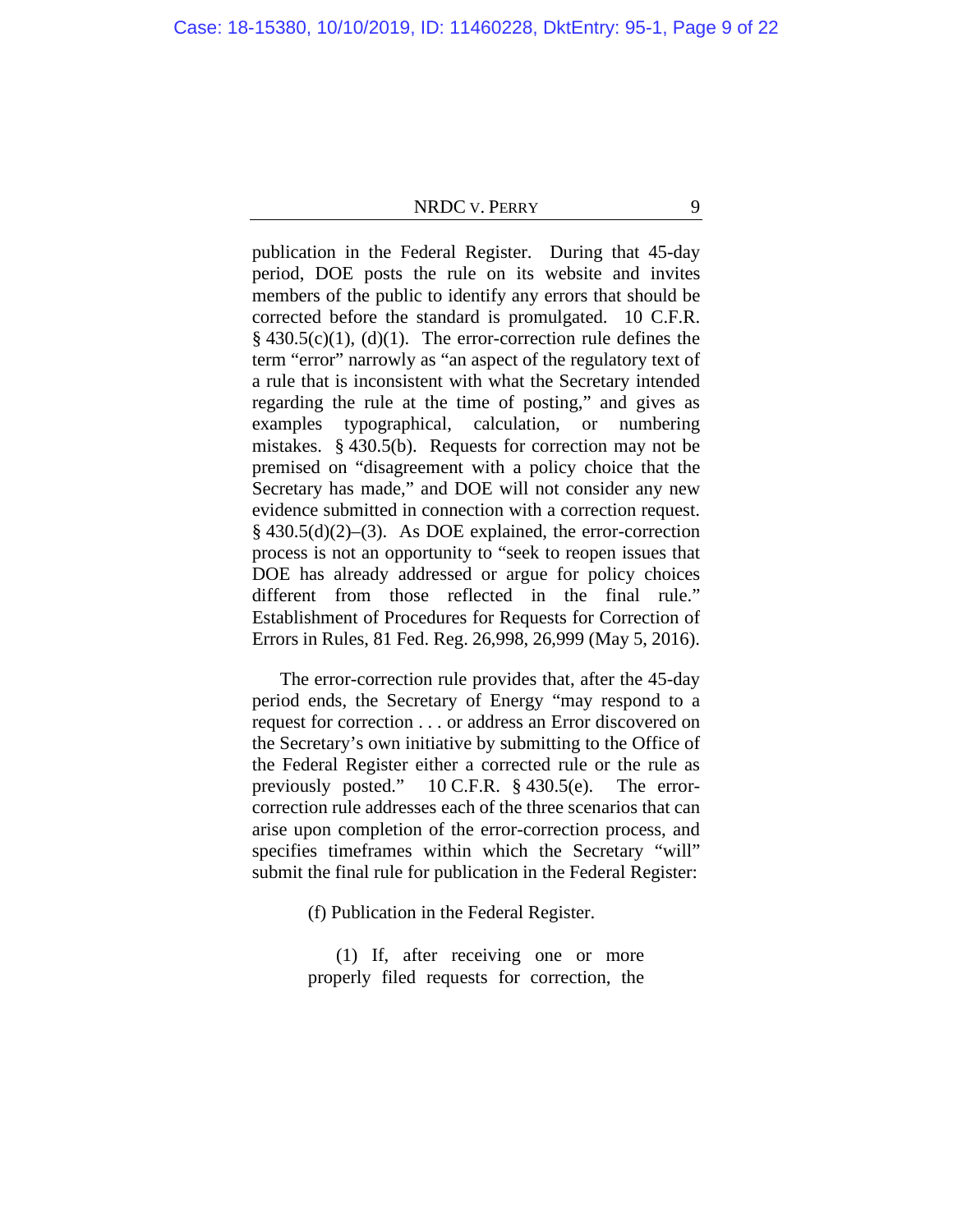publication in the Federal Register. During that 45-day period, DOE posts the rule on its website and invites members of the public to identify any errors that should be corrected before the standard is promulgated. 10 C.F.R. § 430.5(c)(1), (d)(1). The error-correction rule defines the term "error" narrowly as "an aspect of the regulatory text of a rule that is inconsistent with what the Secretary intended regarding the rule at the time of posting," and gives as examples typographical, calculation, or numbering mistakes. § 430.5(b). Requests for correction may not be premised on "disagreement with a policy choice that the Secretary has made," and DOE will not consider any new evidence submitted in connection with a correction request. § 430.5(d)(2)–(3). As DOE explained, the error-correction process is not an opportunity to "seek to reopen issues that DOE has already addressed or argue for policy choices different from those reflected in the final rule." Establishment of Procedures for Requests for Correction of Errors in Rules, 81 Fed. Reg. 26,998, 26,999 (May 5, 2016).

The error-correction rule provides that, after the 45-day period ends, the Secretary of Energy "may respond to a request for correction . . . or address an Error discovered on the Secretary's own initiative by submitting to the Office of the Federal Register either a corrected rule or the rule as previously posted." 10 C.F.R. § 430.5(e). The error-correction rule addresses each of the three scenarios that can arise upon completion of the error-correction process, and specifies timeframes within which the Secretary "will" submit the final rule for publication in the Federal Register:

> (f) Publication in the Federal Register.
>
> (1) If, after receiving one or more properly filed requests for correction, the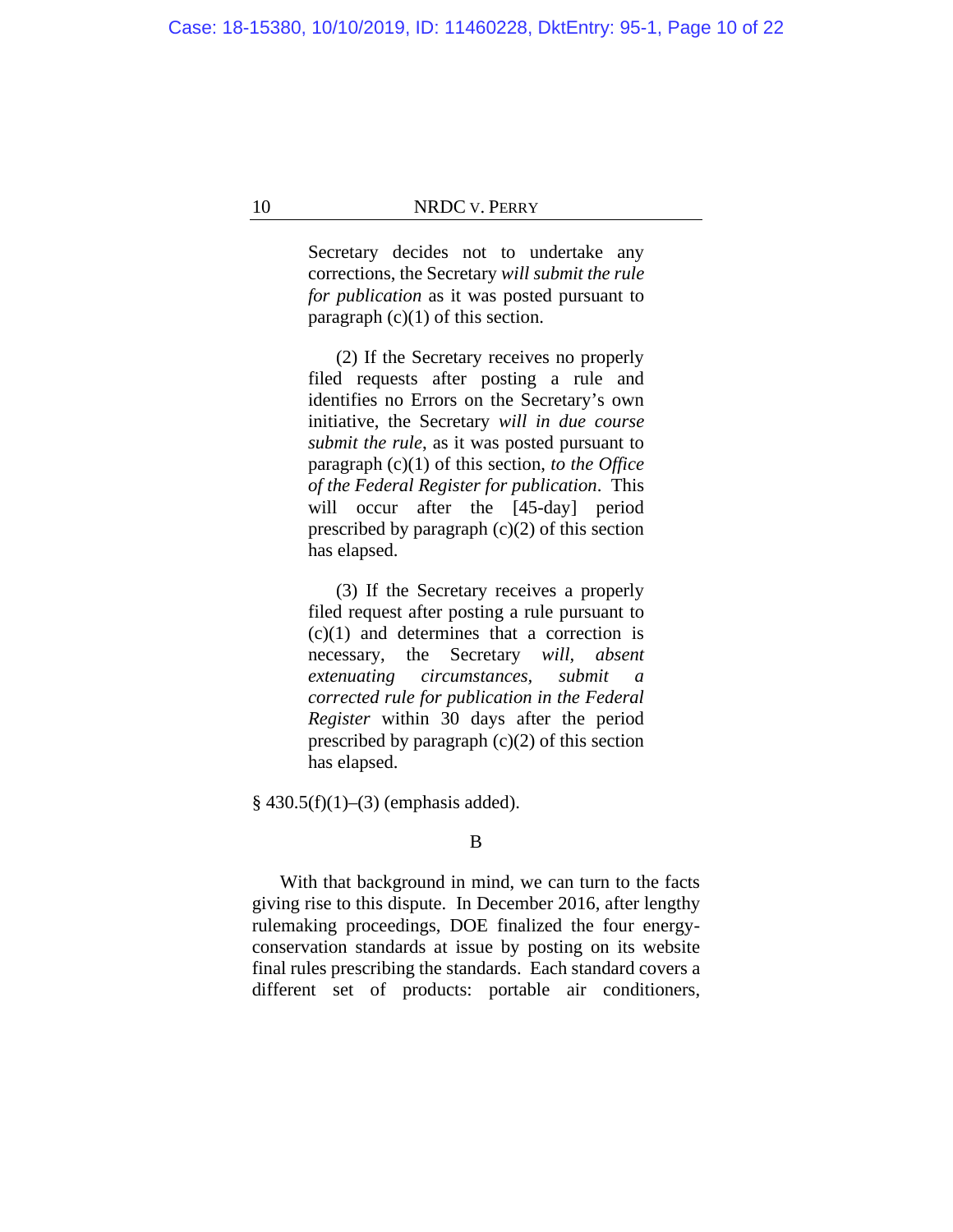> Secretary decides not to undertake any corrections, the Secretary *will submit the rule for publication* as it was posted pursuant to paragraph (c)(1) of this section.
>
> (2) If the Secretary receives no properly filed requests after posting a rule and identifies no Errors on the Secretary's own initiative, the Secretary *will in due course submit the rule*, as it was posted pursuant to paragraph (c)(1) of this section, *to the Office of the Federal Register for publication*. This will occur after the [45-day] period prescribed by paragraph (c)(2) of this section has elapsed.
>
> (3) If the Secretary receives a properly filed request after posting a rule pursuant to (c)(1) and determines that a correction is necessary, the Secretary *will*, *absent extenuating circumstances*, *submit a corrected rule for publication in the Federal Register* within 30 days after the period prescribed by paragraph (c)(2) of this section has elapsed.

§ 430.5(f)(1)–(3) (emphasis added).

## B

With that background in mind, we can turn to the facts giving rise to this dispute. In December 2016, after lengthy rulemaking proceedings, DOE finalized the four energy-conservation standards at issue by posting on its website final rules prescribing the standards. Each standard covers a different set of products: portable air conditioners,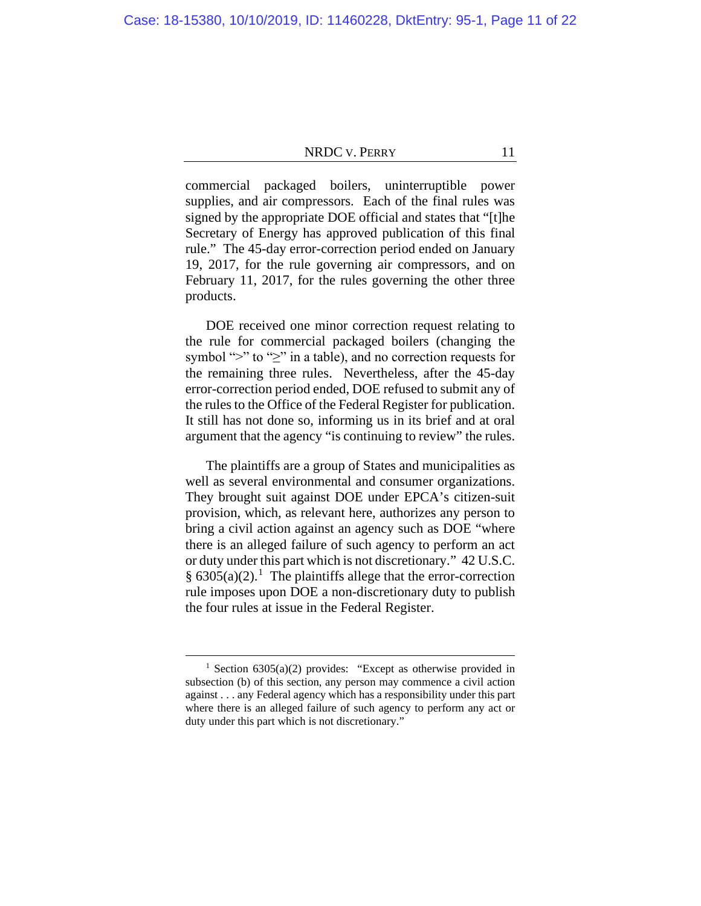commercial packaged boilers, uninterruptible power supplies, and air compressors. Each of the final rules was signed by the appropriate DOE official and states that "[t]he Secretary of Energy has approved publication of this final rule." The 45-day error-correction period ended on January 19, 2017, for the rule governing air compressors, and on February 11, 2017, for the rules governing the other three products.

DOE received one minor correction request relating to the rule for commercial packaged boilers (changing the symbol ">" to "≥" in a table), and no correction requests for the remaining three rules. Nevertheless, after the 45-day error-correction period ended, DOE refused to submit any of the rules to the Office of the Federal Register for publication. It still has not done so, informing us in its brief and at oral argument that the agency "is continuing to review" the rules.

The plaintiffs are a group of States and municipalities as well as several environmental and consumer organizations. They brought suit against DOE under EPCA's citizen-suit provision, which, as relevant here, authorizes any person to bring a civil action against an agency such as DOE "where there is an alleged failure of such agency to perform an act or duty under this part which is not discretionary." 42 U.S.C. § 6305(a)(2).[1] The plaintiffs allege that the error-correction rule imposes upon DOE a non-discretionary duty to publish the four rules at issue in the Federal Register.

---

[1] Section 6305(a)(2) provides: "Except as otherwise provided in subsection (b) of this section, any person may commence a civil action against . . . any Federal agency which has a responsibility under this part where there is an alleged failure of such agency to perform any act or duty under this part which is not discretionary."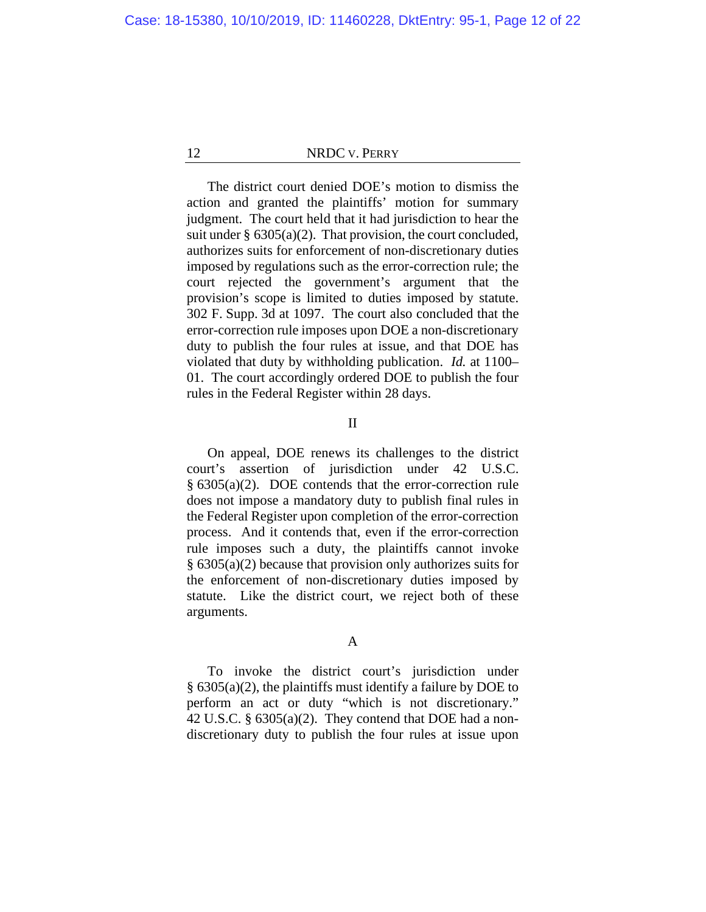The district court denied DOE's motion to dismiss the action and granted the plaintiffs' motion for summary judgment. The court held that it had jurisdiction to hear the suit under § 6305(a)(2). That provision, the court concluded, authorizes suits for enforcement of non-discretionary duties imposed by regulations such as the error-correction rule; the court rejected the government's argument that the provision's scope is limited to duties imposed by statute. 302 F. Supp. 3d at 1097. The court also concluded that the error-correction rule imposes upon DOE a non-discretionary duty to publish the four rules at issue, and that DOE has violated that duty by withholding publication. *Id.* at 1100–01. The court accordingly ordered DOE to publish the four rules in the Federal Register within 28 days.

## II

On appeal, DOE renews its challenges to the district court's assertion of jurisdiction under 42 U.S.C. § 6305(a)(2). DOE contends that the error-correction rule does not impose a mandatory duty to publish final rules in the Federal Register upon completion of the error-correction process. And it contends that, even if the error-correction rule imposes such a duty, the plaintiffs cannot invoke § 6305(a)(2) because that provision only authorizes suits for the enforcement of non-discretionary duties imposed by statute. Like the district court, we reject both of these arguments.

### A

To invoke the district court's jurisdiction under § 6305(a)(2), the plaintiffs must identify a failure by DOE to perform an act or duty "which is not discretionary." 42 U.S.C. § 6305(a)(2). They contend that DOE had a non-discretionary duty to publish the four rules at issue upon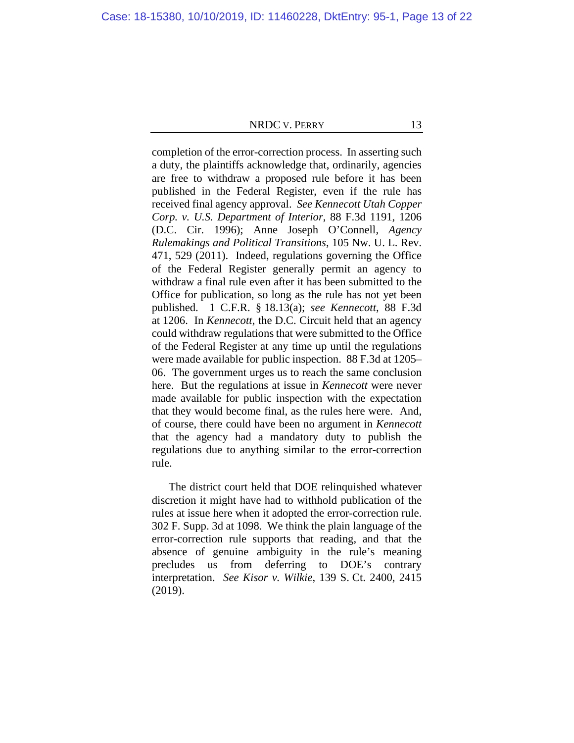completion of the error-correction process. In asserting such a duty, the plaintiffs acknowledge that, ordinarily, agencies are free to withdraw a proposed rule before it has been published in the Federal Register, even if the rule has received final agency approval. *See Kennecott Utah Copper Corp. v. U.S. Department of Interior*, 88 F.3d 1191, 1206 (D.C. Cir. 1996); Anne Joseph O'Connell, *Agency Rulemakings and Political Transitions*, 105 Nw. U. L. Rev. 471, 529 (2011). Indeed, regulations governing the Office of the Federal Register generally permit an agency to withdraw a final rule even after it has been submitted to the Office for publication, so long as the rule has not yet been published. 1 C.F.R. § 18.13(a); *see Kennecott*, 88 F.3d at 1206. In *Kennecott*, the D.C. Circuit held that an agency could withdraw regulations that were submitted to the Office of the Federal Register at any time up until the regulations were made available for public inspection. 88 F.3d at 1205–06. The government urges us to reach the same conclusion here. But the regulations at issue in *Kennecott* were never made available for public inspection with the expectation that they would become final, as the rules here were. And, of course, there could have been no argument in *Kennecott* that the agency had a mandatory duty to publish the regulations due to anything similar to the error-correction rule.

The district court held that DOE relinquished whatever discretion it might have had to withhold publication of the rules at issue here when it adopted the error-correction rule. 302 F. Supp. 3d at 1098. We think the plain language of the error-correction rule supports that reading, and that the absence of genuine ambiguity in the rule's meaning precludes us from deferring to DOE's contrary interpretation. *See Kisor v. Wilkie*, 139 S. Ct. 2400, 2415 (2019).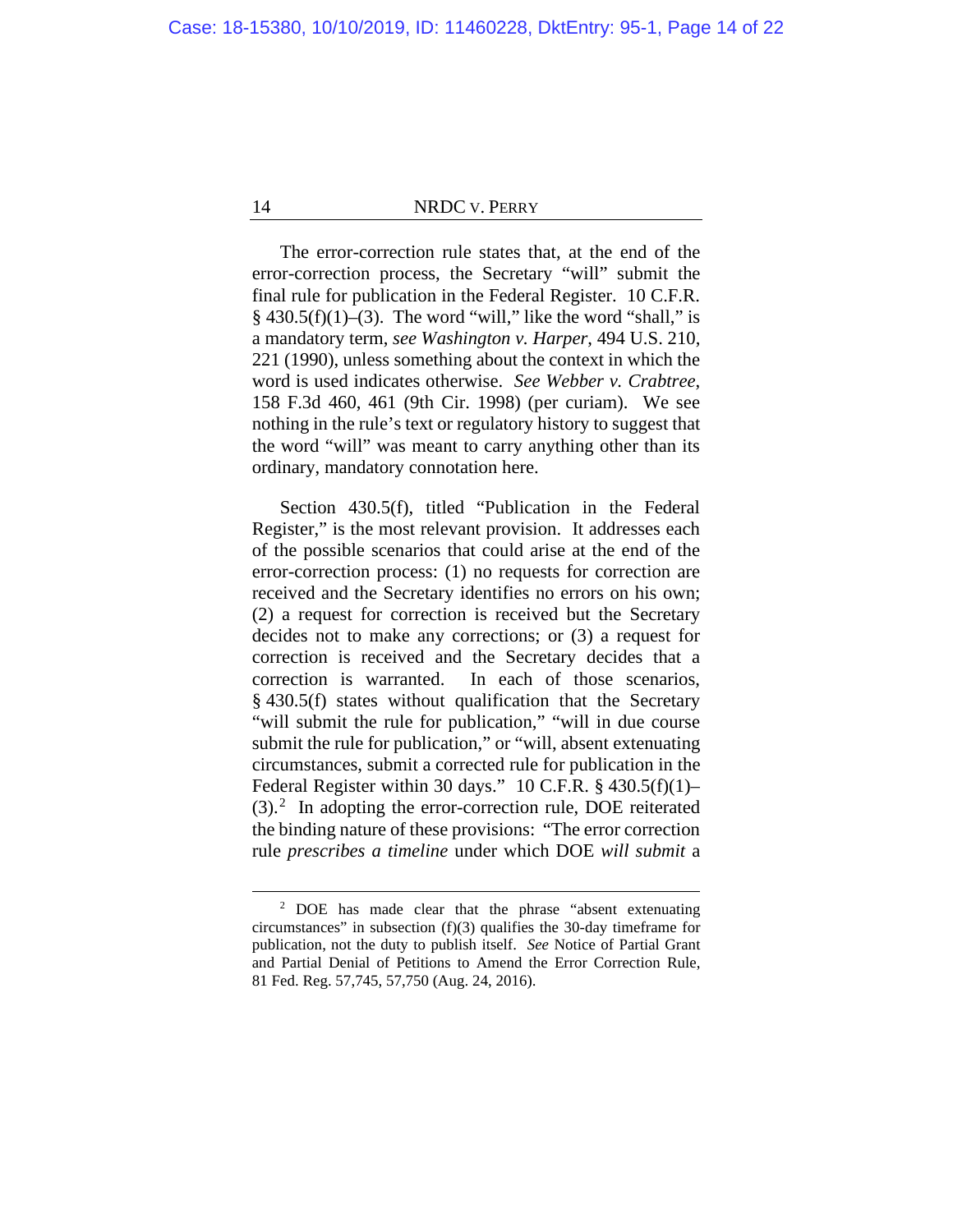The error-correction rule states that, at the end of the error-correction process, the Secretary "will" submit the final rule for publication in the Federal Register. 10 C.F.R. § 430.5(f)(1)–(3). The word "will," like the word "shall," is a mandatory term, *see Washington v. Harper*, 494 U.S. 210, 221 (1990), unless something about the context in which the word is used indicates otherwise. *See Webber v. Crabtree*, 158 F.3d 460, 461 (9th Cir. 1998) (per curiam). We see nothing in the rule's text or regulatory history to suggest that the word "will" was meant to carry anything other than its ordinary, mandatory connotation here.

Section 430.5(f), titled "Publication in the Federal Register," is the most relevant provision. It addresses each of the possible scenarios that could arise at the end of the error-correction process: (1) no requests for correction are received and the Secretary identifies no errors on his own; (2) a request for correction is received but the Secretary decides not to make any corrections; or (3) a request for correction is received and the Secretary decides that a correction is warranted. In each of those scenarios, § 430.5(f) states without qualification that the Secretary "will submit the rule for publication," "will in due course submit the rule for publication," or "will, absent extenuating circumstances, submit a corrected rule for publication in the Federal Register within 30 days." 10 C.F.R. § 430.5(f)(1)–(3).[2] In adopting the error-correction rule, DOE reiterated the binding nature of these provisions: "The error correction rule *prescribes a timeline* under which DOE *will submit* a

---

[2] DOE has made clear that the phrase "absent extenuating circumstances" in subsection (f)(3) qualifies the 30-day timeframe for publication, not the duty to publish itself. *See* Notice of Partial Grant and Partial Denial of Petitions to Amend the Error Correction Rule, 81 Fed. Reg. 57,745, 57,750 (Aug. 24, 2016).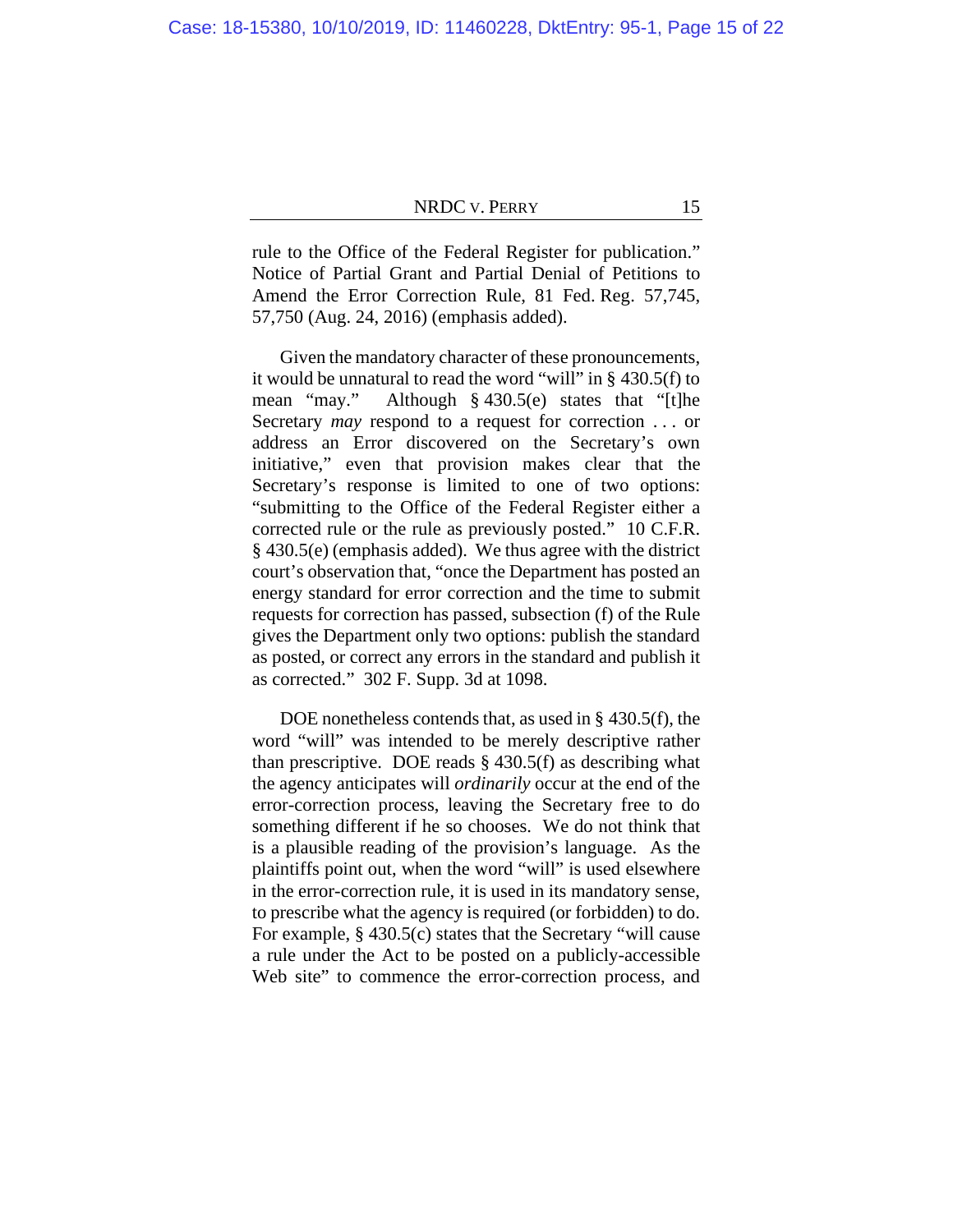rule to the Office of the Federal Register for publication." Notice of Partial Grant and Partial Denial of Petitions to Amend the Error Correction Rule, 81 Fed. Reg. 57,745, 57,750 (Aug. 24, 2016) (emphasis added).

Given the mandatory character of these pronouncements, it would be unnatural to read the word "will" in § 430.5(f) to mean "may." Although § 430.5(e) states that "[t]he Secretary *may* respond to a request for correction . . . or address an Error discovered on the Secretary's own initiative," even that provision makes clear that the Secretary's response is limited to one of two options: "submitting to the Office of the Federal Register either a corrected rule or the rule as previously posted." 10 C.F.R. § 430.5(e) (emphasis added). We thus agree with the district court's observation that, "once the Department has posted an energy standard for error correction and the time to submit requests for correction has passed, subsection (f) of the Rule gives the Department only two options: publish the standard as posted, or correct any errors in the standard and publish it as corrected." 302 F. Supp. 3d at 1098.

DOE nonetheless contends that, as used in § 430.5(f), the word "will" was intended to be merely descriptive rather than prescriptive. DOE reads § 430.5(f) as describing what the agency anticipates will *ordinarily* occur at the end of the error-correction process, leaving the Secretary free to do something different if he so chooses. We do not think that is a plausible reading of the provision's language. As the plaintiffs point out, when the word "will" is used elsewhere in the error-correction rule, it is used in its mandatory sense, to prescribe what the agency is required (or forbidden) to do. For example, § 430.5(c) states that the Secretary "will cause a rule under the Act to be posted on a publicly-accessible Web site" to commence the error-correction process, and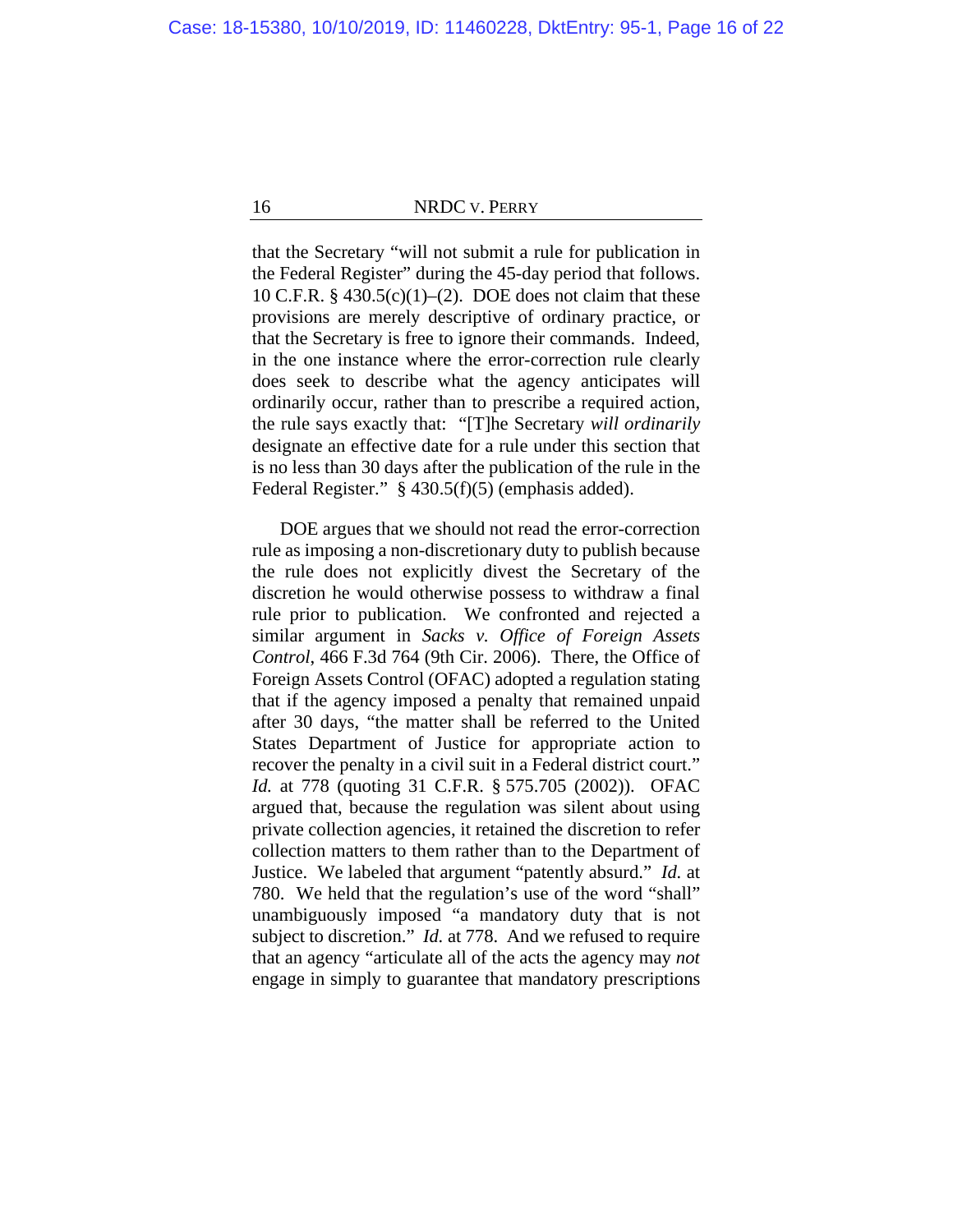that the Secretary "will not submit a rule for publication in the Federal Register" during the 45-day period that follows. 10 C.F.R. § 430.5(c)(1)–(2). DOE does not claim that these provisions are merely descriptive of ordinary practice, or that the Secretary is free to ignore their commands. Indeed, in the one instance where the error-correction rule clearly does seek to describe what the agency anticipates will ordinarily occur, rather than to prescribe a required action, the rule says exactly that: "[T]he Secretary *will ordinarily* designate an effective date for a rule under this section that is no less than 30 days after the publication of the rule in the Federal Register." § 430.5(f)(5) (emphasis added).

DOE argues that we should not read the error-correction rule as imposing a non-discretionary duty to publish because the rule does not explicitly divest the Secretary of the discretion he would otherwise possess to withdraw a final rule prior to publication. We confronted and rejected a similar argument in *Sacks v. Office of Foreign Assets Control*, 466 F.3d 764 (9th Cir. 2006). There, the Office of Foreign Assets Control (OFAC) adopted a regulation stating that if the agency imposed a penalty that remained unpaid after 30 days, "the matter shall be referred to the United States Department of Justice for appropriate action to recover the penalty in a civil suit in a Federal district court." *Id.* at 778 (quoting 31 C.F.R. § 575.705 (2002)). OFAC argued that, because the regulation was silent about using private collection agencies, it retained the discretion to refer collection matters to them rather than to the Department of Justice. We labeled that argument "patently absurd." *Id.* at 780. We held that the regulation's use of the word "shall" unambiguously imposed "a mandatory duty that is not subject to discretion." *Id.* at 778. And we refused to require that an agency "articulate all of the acts the agency may *not* engage in simply to guarantee that mandatory prescriptions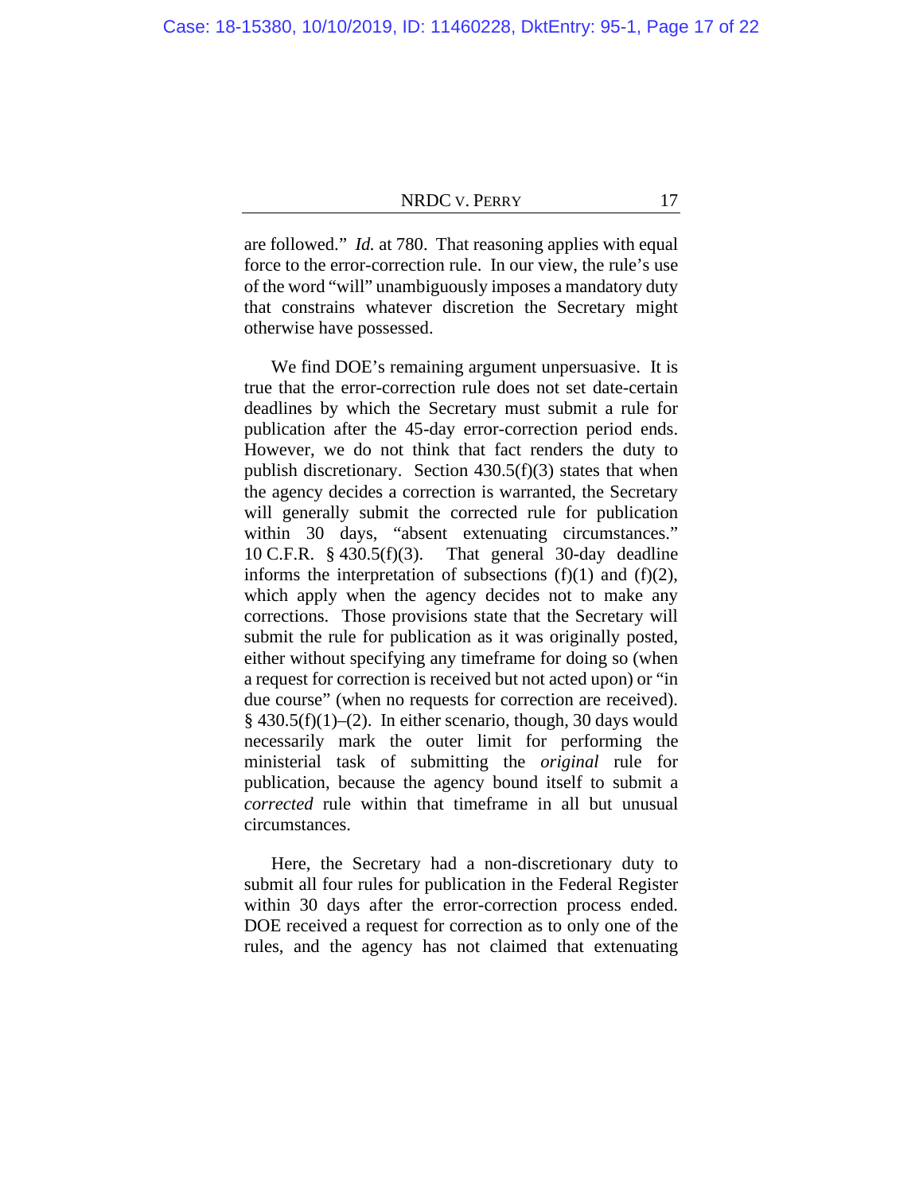are followed." *Id.* at 780. That reasoning applies with equal force to the error-correction rule. In our view, the rule's use of the word "will" unambiguously imposes a mandatory duty that constrains whatever discretion the Secretary might otherwise have possessed.

We find DOE's remaining argument unpersuasive. It is true that the error-correction rule does not set date-certain deadlines by which the Secretary must submit a rule for publication after the 45-day error-correction period ends. However, we do not think that fact renders the duty to publish discretionary. Section 430.5(f)(3) states that when the agency decides a correction is warranted, the Secretary will generally submit the corrected rule for publication within 30 days, "absent extenuating circumstances." 10 C.F.R. § 430.5(f)(3). That general 30-day deadline informs the interpretation of subsections (f)(1) and (f)(2), which apply when the agency decides not to make any corrections. Those provisions state that the Secretary will submit the rule for publication as it was originally posted, either without specifying any timeframe for doing so (when a request for correction is received but not acted upon) or "in due course" (when no requests for correction are received). § 430.5(f)(1)–(2). In either scenario, though, 30 days would necessarily mark the outer limit for performing the ministerial task of submitting the *original* rule for publication, because the agency bound itself to submit a *corrected* rule within that timeframe in all but unusual circumstances.

Here, the Secretary had a non-discretionary duty to submit all four rules for publication in the Federal Register within 30 days after the error-correction process ended. DOE received a request for correction as to only one of the rules, and the agency has not claimed that extenuating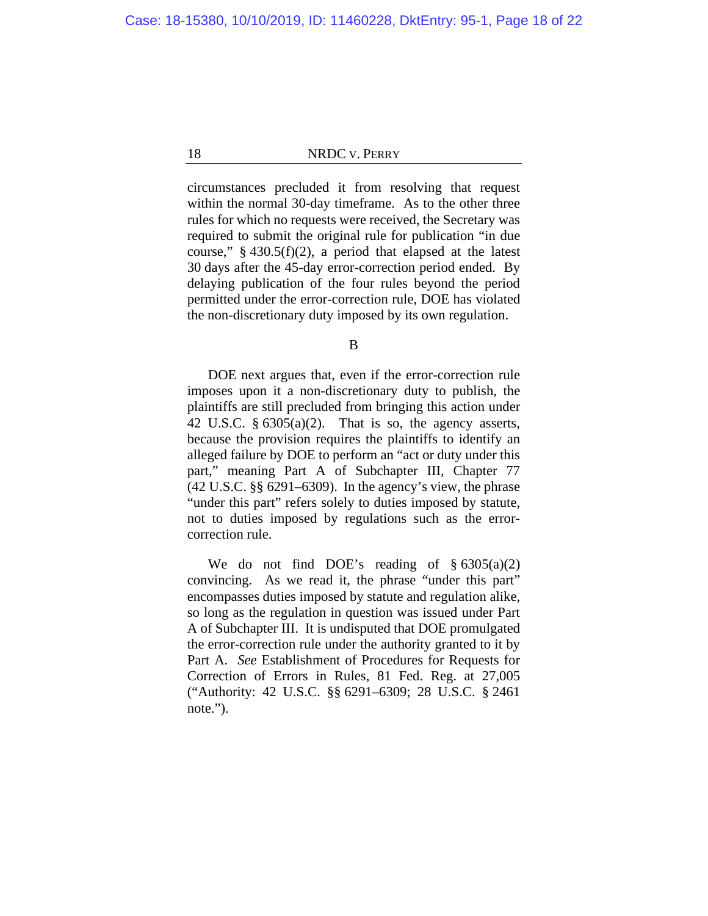circumstances precluded it from resolving that request within the normal 30-day timeframe. As to the other three rules for which no requests were received, the Secretary was required to submit the original rule for publication "in due course," § 430.5(f)(2), a period that elapsed at the latest 30 days after the 45-day error-correction period ended. By delaying publication of the four rules beyond the period permitted under the error-correction rule, DOE has violated the non-discretionary duty imposed by its own regulation.

## B

DOE next argues that, even if the error-correction rule imposes upon it a non-discretionary duty to publish, the plaintiffs are still precluded from bringing this action under 42 U.S.C. § 6305(a)(2). That is so, the agency asserts, because the provision requires the plaintiffs to identify an alleged failure by DOE to perform an "act or duty under this part," meaning Part A of Subchapter III, Chapter 77 (42 U.S.C. §§ 6291–6309). In the agency's view, the phrase "under this part" refers solely to duties imposed by statute, not to duties imposed by regulations such as the error-correction rule.

We do not find DOE's reading of § 6305(a)(2) convincing. As we read it, the phrase "under this part" encompasses duties imposed by statute and regulation alike, so long as the regulation in question was issued under Part A of Subchapter III. It is undisputed that DOE promulgated the error-correction rule under the authority granted to it by Part A. *See* Establishment of Procedures for Requests for Correction of Errors in Rules, 81 Fed. Reg. at 27,005 ("Authority: 42 U.S.C. §§ 6291–6309; 28 U.S.C. § 2461 note.").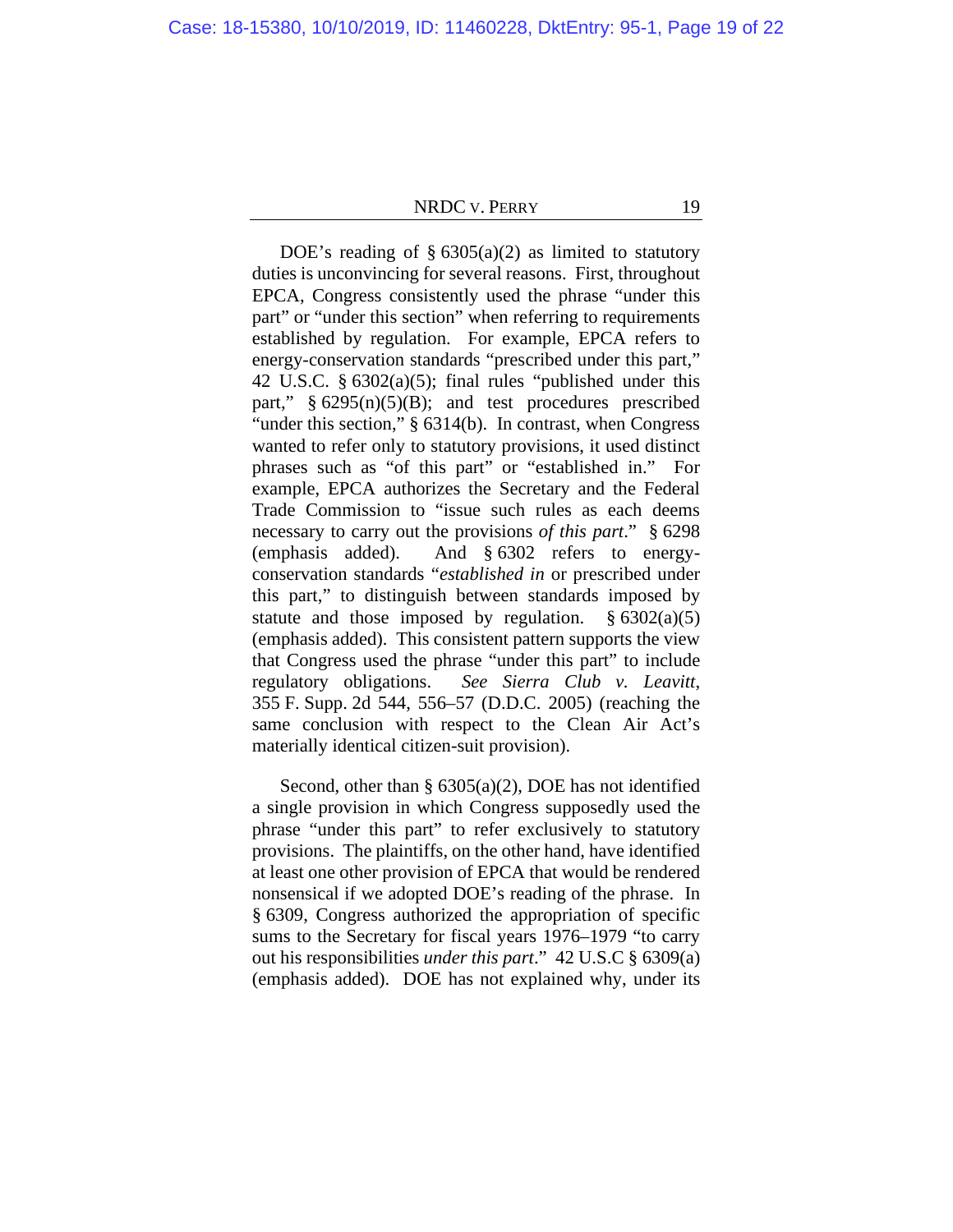DOE's reading of § 6305(a)(2) as limited to statutory duties is unconvincing for several reasons. First, throughout EPCA, Congress consistently used the phrase "under this part" or "under this section" when referring to requirements established by regulation. For example, EPCA refers to energy-conservation standards "prescribed under this part," 42 U.S.C. § 6302(a)(5); final rules "published under this part," § 6295(n)(5)(B); and test procedures prescribed "under this section," § 6314(b). In contrast, when Congress wanted to refer only to statutory provisions, it used distinct phrases such as "of this part" or "established in." For example, EPCA authorizes the Secretary and the Federal Trade Commission to "issue such rules as each deems necessary to carry out the provisions *of this part*." § 6298 (emphasis added). And § 6302 refers to energy-conservation standards "*established in* or prescribed under this part," to distinguish between standards imposed by statute and those imposed by regulation. § 6302(a)(5) (emphasis added). This consistent pattern supports the view that Congress used the phrase "under this part" to include regulatory obligations. *See Sierra Club v. Leavitt*, 355 F. Supp. 2d 544, 556–57 (D.D.C. 2005) (reaching the same conclusion with respect to the Clean Air Act's materially identical citizen-suit provision).

Second, other than § 6305(a)(2), DOE has not identified a single provision in which Congress supposedly used the phrase "under this part" to refer exclusively to statutory provisions. The plaintiffs, on the other hand, have identified at least one other provision of EPCA that would be rendered nonsensical if we adopted DOE's reading of the phrase. In § 6309, Congress authorized the appropriation of specific sums to the Secretary for fiscal years 1976–1979 "to carry out his responsibilities *under this part*." 42 U.S.C § 6309(a) (emphasis added). DOE has not explained why, under its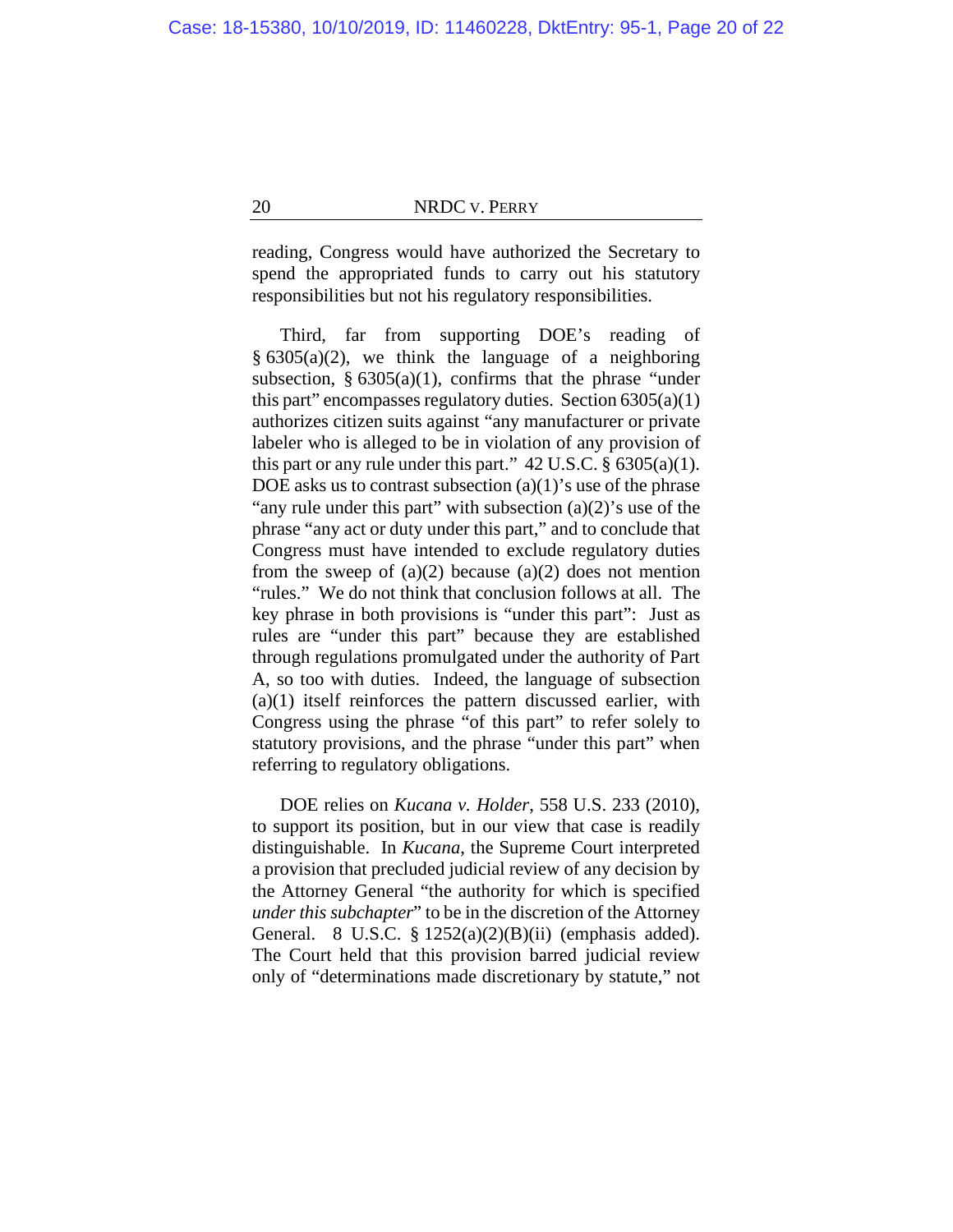reading, Congress would have authorized the Secretary to spend the appropriated funds to carry out his statutory responsibilities but not his regulatory responsibilities.

Third, far from supporting DOE's reading of § 6305(a)(2), we think the language of a neighboring subsection, § 6305(a)(1), confirms that the phrase "under this part" encompasses regulatory duties. Section 6305(a)(1) authorizes citizen suits against "any manufacturer or private labeler who is alleged to be in violation of any provision of this part or any rule under this part." 42 U.S.C. § 6305(a)(1). DOE asks us to contrast subsection (a)(1)'s use of the phrase "any rule under this part" with subsection (a)(2)'s use of the phrase "any act or duty under this part," and to conclude that Congress must have intended to exclude regulatory duties from the sweep of (a)(2) because (a)(2) does not mention "rules." We do not think that conclusion follows at all. The key phrase in both provisions is "under this part": Just as rules are "under this part" because they are established through regulations promulgated under the authority of Part A, so too with duties. Indeed, the language of subsection (a)(1) itself reinforces the pattern discussed earlier, with Congress using the phrase "of this part" to refer solely to statutory provisions, and the phrase "under this part" when referring to regulatory obligations.

DOE relies on *Kucana v. Holder*, 558 U.S. 233 (2010), to support its position, but in our view that case is readily distinguishable. In *Kucana*, the Supreme Court interpreted a provision that precluded judicial review of any decision by the Attorney General "the authority for which is specified *under this subchapter*" to be in the discretion of the Attorney General. 8 U.S.C. § 1252(a)(2)(B)(ii) (emphasis added). The Court held that this provision barred judicial review only of "determinations made discretionary by statute," not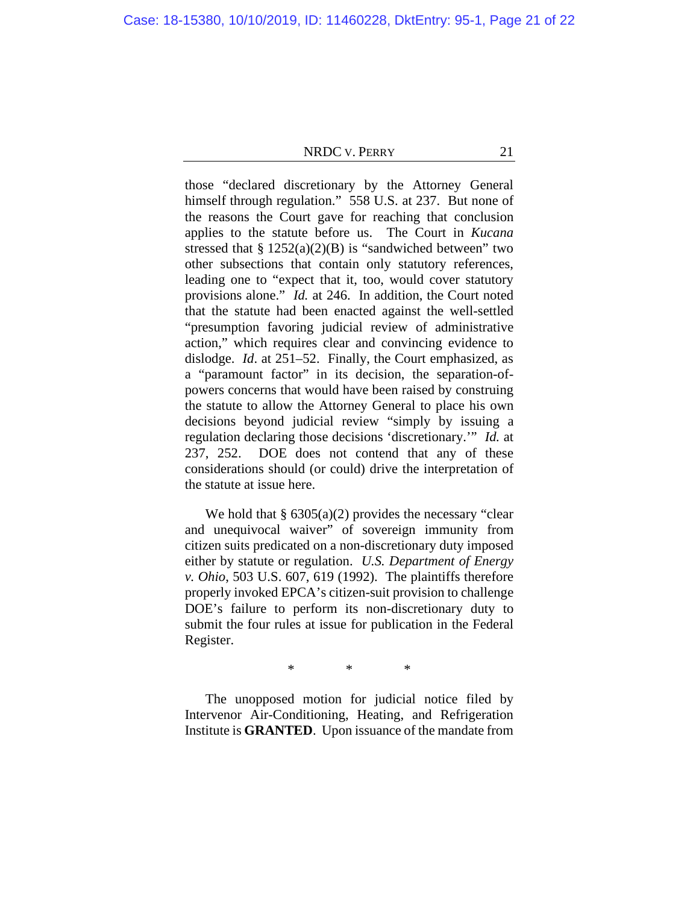those "declared discretionary by the Attorney General himself through regulation." 558 U.S. at 237. But none of the reasons the Court gave for reaching that conclusion applies to the statute before us. The Court in *Kucana* stressed that § 1252(a)(2)(B) is "sandwiched between" two other subsections that contain only statutory references, leading one to "expect that it, too, would cover statutory provisions alone." *Id.* at 246. In addition, the Court noted that the statute had been enacted against the well-settled "presumption favoring judicial review of administrative action," which requires clear and convincing evidence to dislodge. *Id*. at 251–52. Finally, the Court emphasized, as a "paramount factor" in its decision, the separation-of-powers concerns that would have been raised by construing the statute to allow the Attorney General to place his own decisions beyond judicial review "simply by issuing a regulation declaring those decisions 'discretionary.'" *Id.* at 237, 252. DOE does not contend that any of these considerations should (or could) drive the interpretation of the statute at issue here.

We hold that § 6305(a)(2) provides the necessary "clear and unequivocal waiver" of sovereign immunity from citizen suits predicated on a non-discretionary duty imposed either by statute or regulation. *U.S. Department of Energy v. Ohio*, 503 U.S. 607, 619 (1992). The plaintiffs therefore properly invoked EPCA's citizen-suit provision to challenge DOE's failure to perform its non-discretionary duty to submit the four rules at issue for publication in the Federal Register.

\* \* \*

The unopposed motion for judicial notice filed by Intervenor Air-Conditioning, Heating, and Refrigeration Institute is **GRANTED**. Upon issuance of the mandate from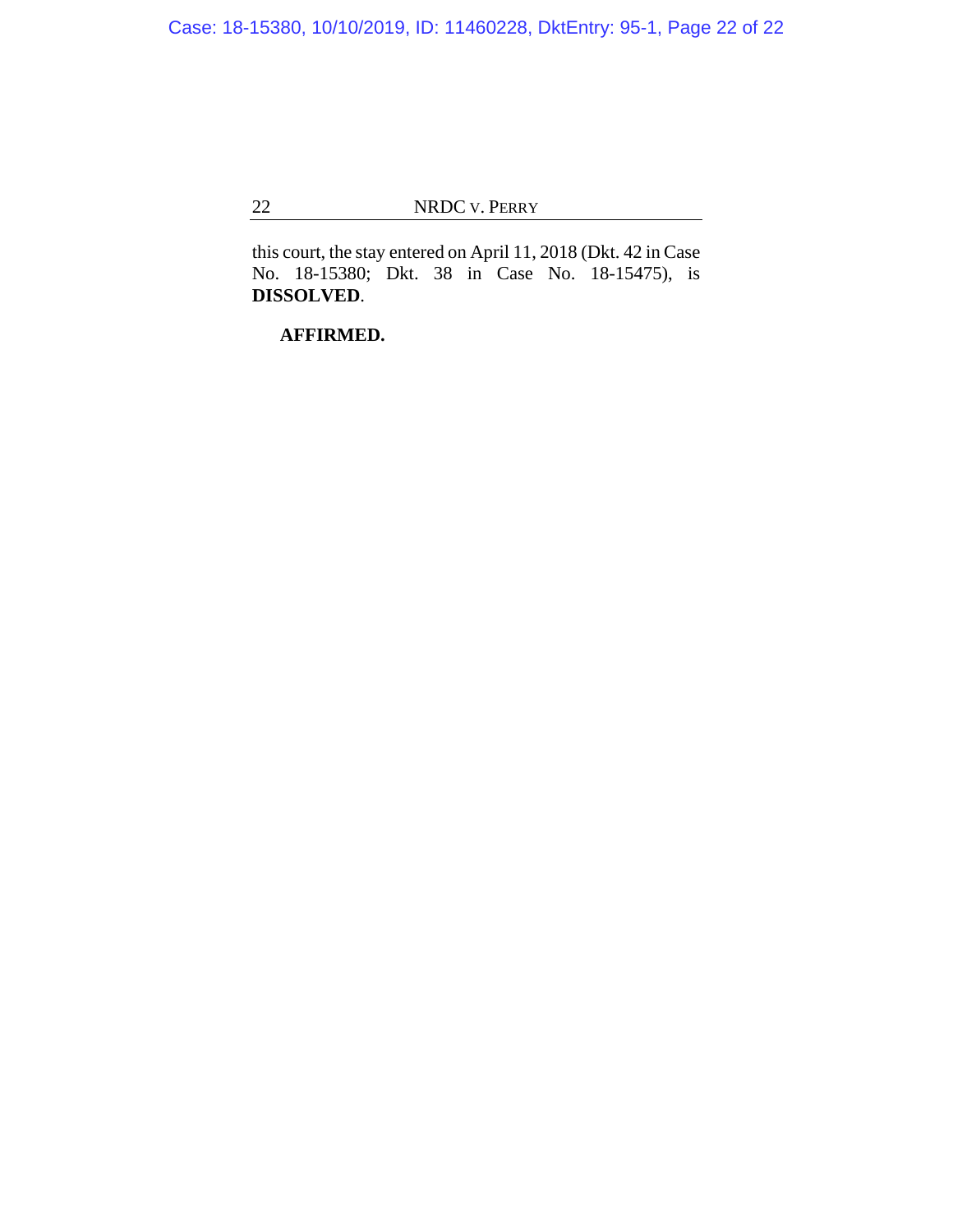this court, the stay entered on April 11, 2018 (Dkt. 42 in Case No. 18-15380; Dkt. 38 in Case No. 18-15475), is **DISSOLVED**.

**AFFIRMED.**